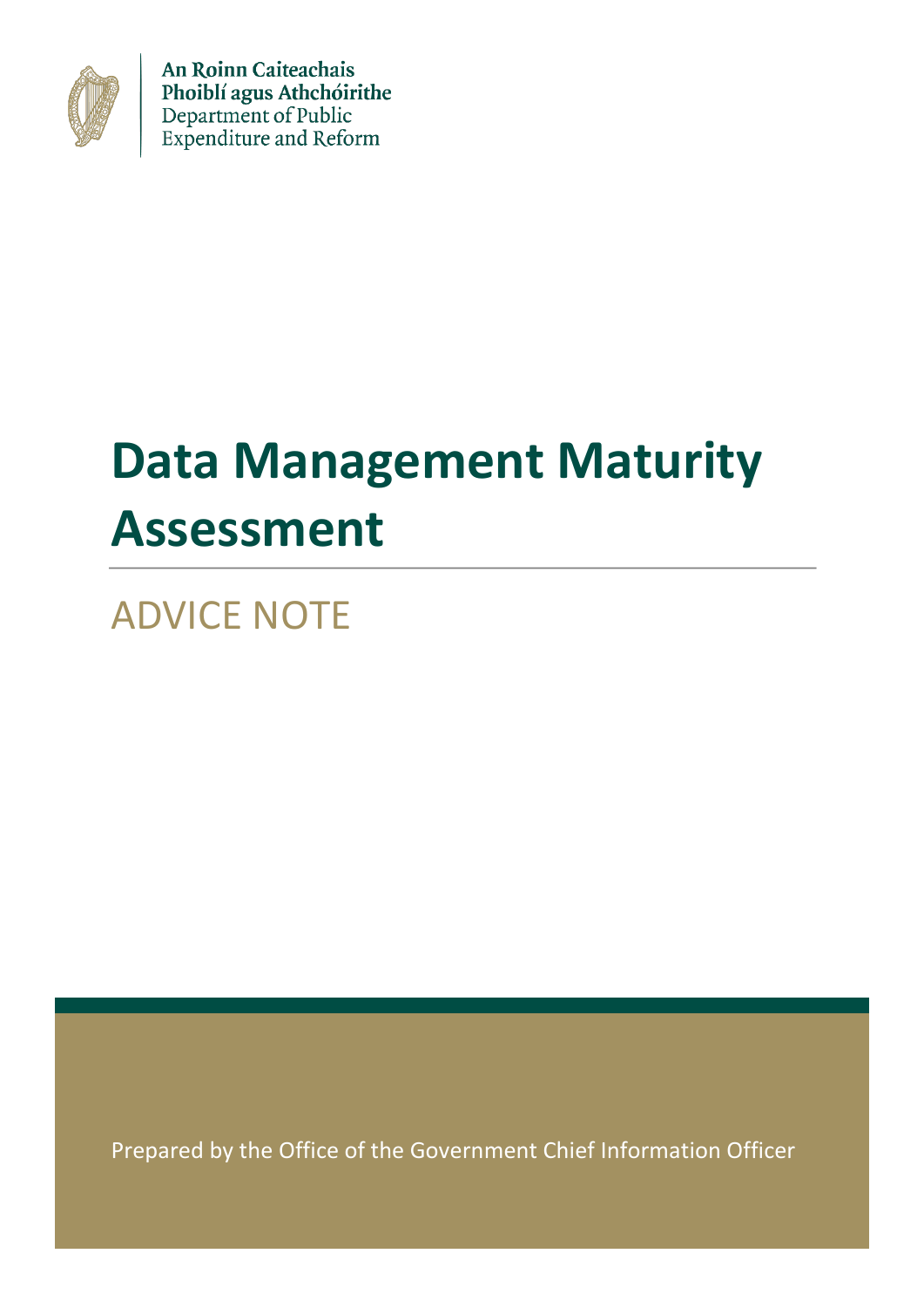An Roinn Caiteachais
Phoiblí agus Athchóirithe
Department of Public
Expenditure and Reform

# Data Management Maturity Assessment

## ADVICE NOTE

Prepared by the Office of the Government Chief Information Officer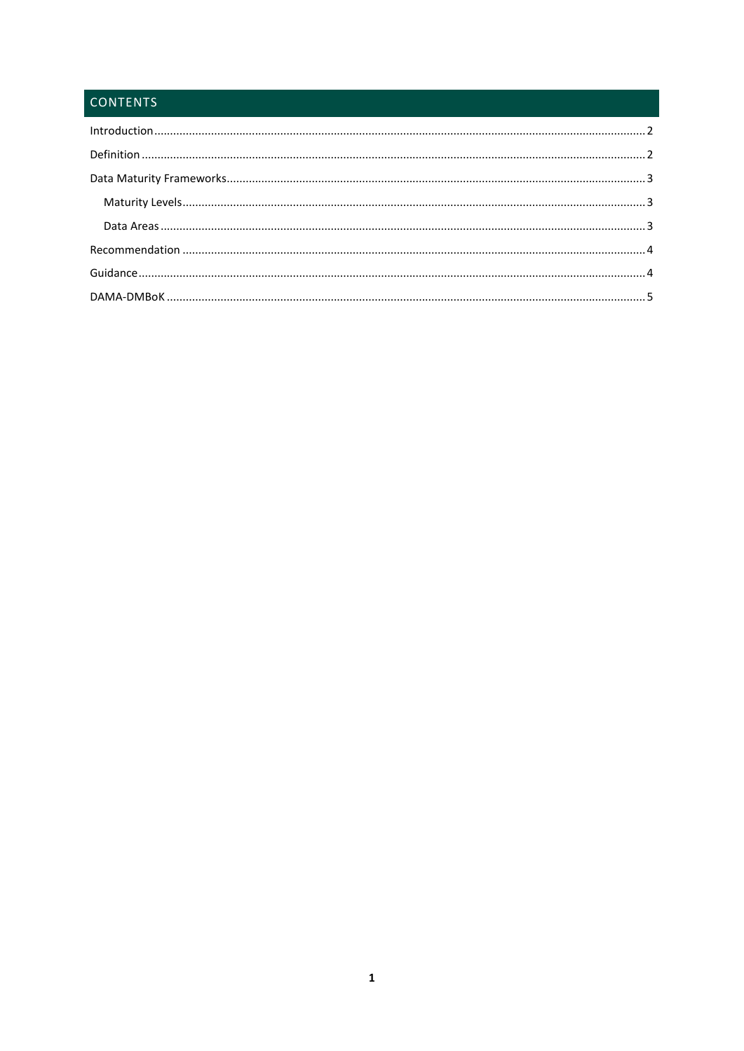## CONTENTS

Introduction ........................................................................................................................................... 2

Definition ............................................................................................................................................... 2

Data Maturity Frameworks .................................................................................................................... 3

- Maturity Levels .................................................................................................................................. 3
- Data Areas .......................................................................................................................................... 3

Recommendation .................................................................................................................................. 4

Guidance ................................................................................................................................................ 4

DAMA-DMBoK ....................................................................................................................................... 5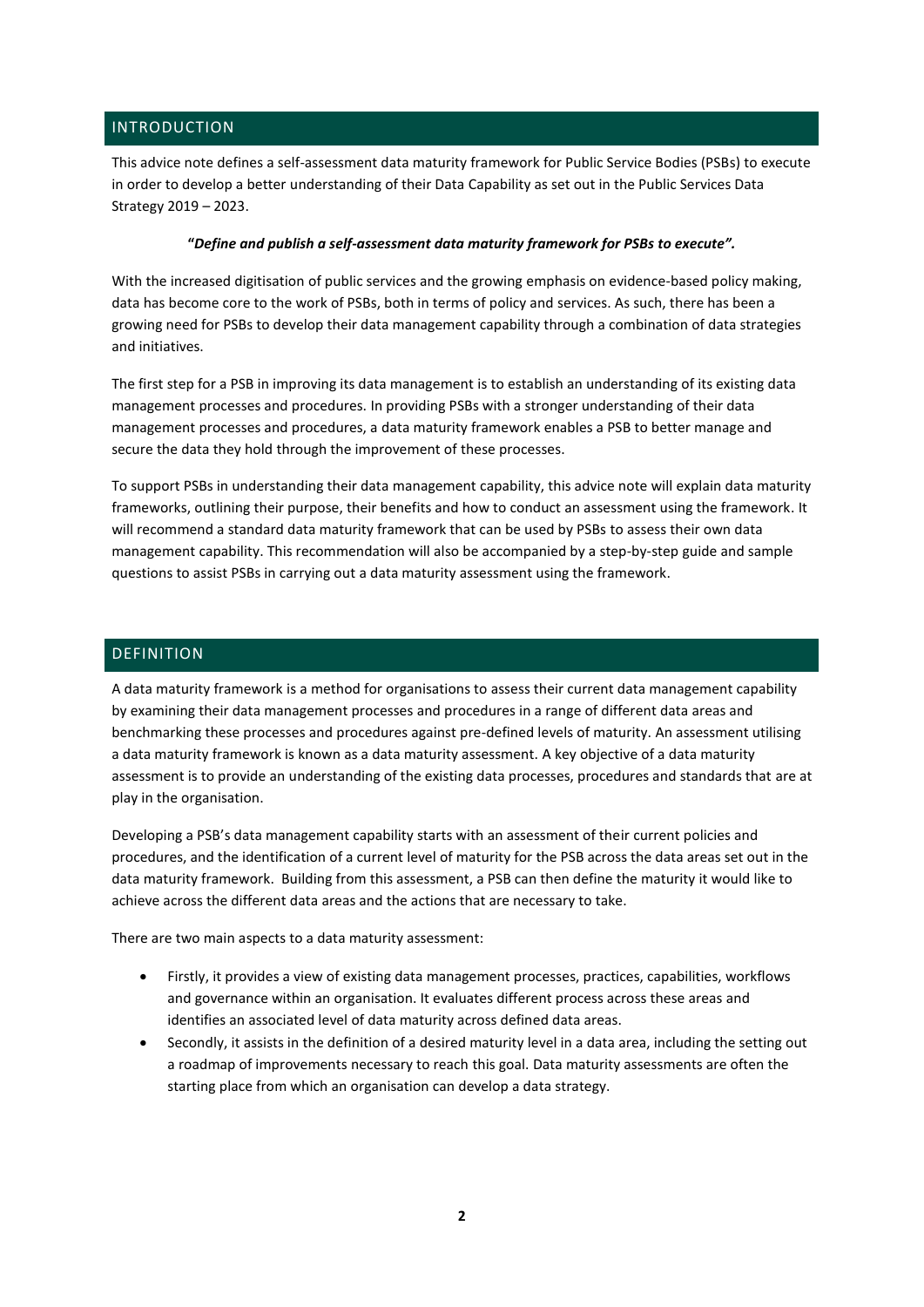## INTRODUCTION

This advice note defines a self-assessment data maturity framework for Public Service Bodies (PSBs) to execute in order to develop a better understanding of their Data Capability as set out in the Public Services Data Strategy 2019 – 2023.

**"*Define and publish a self-assessment data maturity framework for PSBs to execute".***

With the increased digitisation of public services and the growing emphasis on evidence-based policy making, data has become core to the work of PSBs, both in terms of policy and services. As such, there has been a growing need for PSBs to develop their data management capability through a combination of data strategies and initiatives.

The first step for a PSB in improving its data management is to establish an understanding of its existing data management processes and procedures. In providing PSBs with a stronger understanding of their data management processes and procedures, a data maturity framework enables a PSB to better manage and secure the data they hold through the improvement of these processes.

To support PSBs in understanding their data management capability, this advice note will explain data maturity frameworks, outlining their purpose, their benefits and how to conduct an assessment using the framework. It will recommend a standard data maturity framework that can be used by PSBs to assess their own data management capability. This recommendation will also be accompanied by a step-by-step guide and sample questions to assist PSBs in carrying out a data maturity assessment using the framework.

## DEFINITION

A data maturity framework is a method for organisations to assess their current data management capability by examining their data management processes and procedures in a range of different data areas and benchmarking these processes and procedures against pre-defined levels of maturity. An assessment utilising a data maturity framework is known as a data maturity assessment. A key objective of a data maturity assessment is to provide an understanding of the existing data processes, procedures and standards that are at play in the organisation.

Developing a PSB's data management capability starts with an assessment of their current policies and procedures, and the identification of a current level of maturity for the PSB across the data areas set out in the data maturity framework. Building from this assessment, a PSB can then define the maturity it would like to achieve across the different data areas and the actions that are necessary to take.

There are two main aspects to a data maturity assessment:

- Firstly, it provides a view of existing data management processes, practices, capabilities, workflows and governance within an organisation. It evaluates different process across these areas and identifies an associated level of data maturity across defined data areas.
- Secondly, it assists in the definition of a desired maturity level in a data area, including the setting out a roadmap of improvements necessary to reach this goal. Data maturity assessments are often the starting place from which an organisation can develop a data strategy.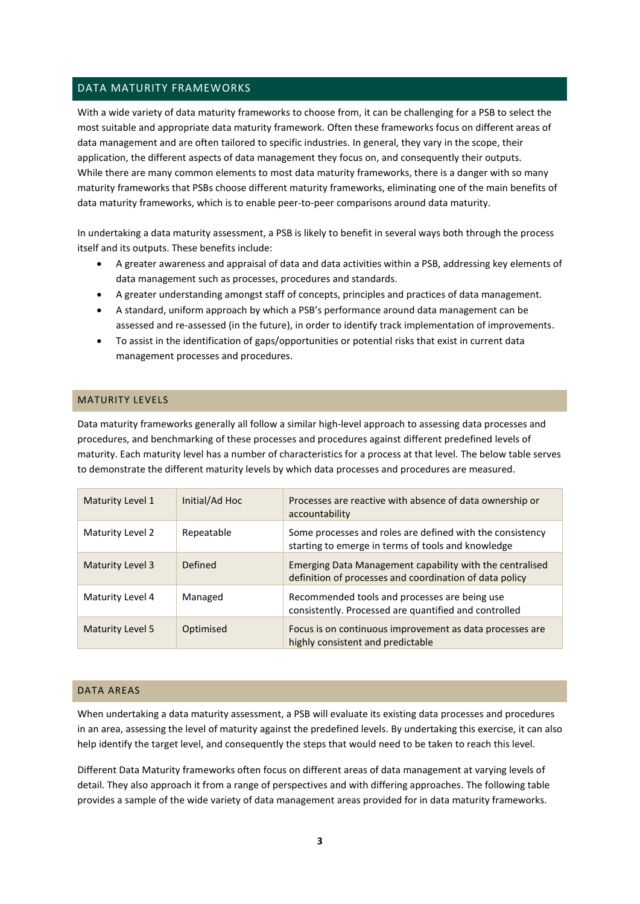## DATA MATURITY FRAMEWORKS

With a wide variety of data maturity frameworks to choose from, it can be challenging for a PSB to select the most suitable and appropriate data maturity framework. Often these frameworks focus on different areas of data management and are often tailored to specific industries. In general, they vary in the scope, their application, the different aspects of data management they focus on, and consequently their outputs. While there are many common elements to most data maturity frameworks, there is a danger with so many maturity frameworks that PSBs choose different maturity frameworks, eliminating one of the main benefits of data maturity frameworks, which is to enable peer-to-peer comparisons around data maturity.

In undertaking a data maturity assessment, a PSB is likely to benefit in several ways both through the process itself and its outputs. These benefits include:

- A greater awareness and appraisal of data and data activities within a PSB, addressing key elements of data management such as processes, procedures and standards.
- A greater understanding amongst staff of concepts, principles and practices of data management.
- A standard, uniform approach by which a PSB's performance around data management can be assessed and re-assessed (in the future), in order to identify track implementation of improvements.
- To assist in the identification of gaps/opportunities or potential risks that exist in current data management processes and procedures.

### MATURITY LEVELS

Data maturity frameworks generally all follow a similar high-level approach to assessing data processes and procedures, and benchmarking of these processes and procedures against different predefined levels of maturity. Each maturity level has a number of characteristics for a process at that level. The below table serves to demonstrate the different maturity levels by which data processes and procedures are measured.

| | | |
|---|---|---|
| Maturity Level 1 | Initial/Ad Hoc | Processes are reactive with absence of data ownership or accountability |
| Maturity Level 2 | Repeatable | Some processes and roles are defined with the consistency starting to emerge in terms of tools and knowledge |
| Maturity Level 3 | Defined | Emerging Data Management capability with the centralised definition of processes and coordination of data policy |
| Maturity Level 4 | Managed | Recommended tools and processes are being use consistently. Processed are quantified and controlled |
| Maturity Level 5 | Optimised | Focus is on continuous improvement as data processes are highly consistent and predictable |

### DATA AREAS

When undertaking a data maturity assessment, a PSB will evaluate its existing data processes and procedures in an area, assessing the level of maturity against the predefined levels. By undertaking this exercise, it can also help identify the target level, and consequently the steps that would need to be taken to reach this level.

Different Data Maturity frameworks often focus on different areas of data management at varying levels of detail. They also approach it from a range of perspectives and with differing approaches. The following table provides a sample of the wide variety of data management areas provided for in data maturity frameworks.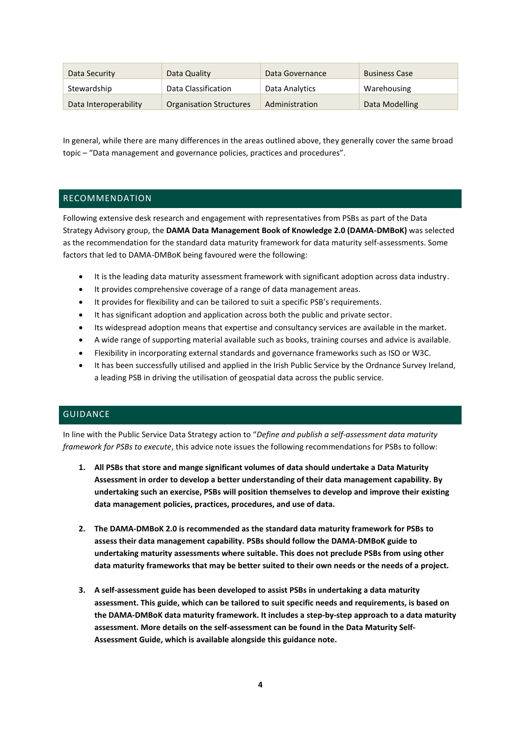| Data Security | Data Quality | Data Governance | Business Case |
|---|---|---|---|
| Stewardship | Data Classification | Data Analytics | Warehousing |
| Data Interoperability | Organisation Structures | Administration | Data Modelling |

In general, while there are many differences in the areas outlined above, they generally cover the same broad topic – "Data management and governance policies, practices and procedures".

## RECOMMENDATION

Following extensive desk research and engagement with representatives from PSBs as part of the Data Strategy Advisory group, the **DAMA Data Management Book of Knowledge 2.0 (DAMA-DMBoK)** was selected as the recommendation for the standard data maturity framework for data maturity self-assessments. Some factors that led to DAMA-DMBoK being favoured were the following:

- It is the leading data maturity assessment framework with significant adoption across data industry.
- It provides comprehensive coverage of a range of data management areas.
- It provides for flexibility and can be tailored to suit a specific PSB's requirements.
- It has significant adoption and application across both the public and private sector.
- Its widespread adoption means that expertise and consultancy services are available in the market.
- A wide range of supporting material available such as books, training courses and advice is available.
- Flexibility in incorporating external standards and governance frameworks such as ISO or W3C.
- It has been successfully utilised and applied in the Irish Public Service by the Ordnance Survey Ireland, a leading PSB in driving the utilisation of geospatial data across the public service.

## GUIDANCE

In line with the Public Service Data Strategy action to "*Define and publish a self-assessment data maturity framework for PSBs to execute*, this advice note issues the following recommendations for PSBs to follow:

1. **All PSBs that store and mange significant volumes of data should undertake a Data Maturity Assessment in order to develop a better understanding of their data management capability. By undertaking such an exercise, PSBs will position themselves to develop and improve their existing data management policies, practices, procedures, and use of data.**

2. **The DAMA-DMBoK 2.0 is recommended as the standard data maturity framework for PSBs to assess their data management capability. PSBs should follow the DAMA-DMBoK guide to undertaking maturity assessments where suitable. This does not preclude PSBs from using other data maturity frameworks that may be better suited to their own needs or the needs of a project.**

3. **A self-assessment guide has been developed to assist PSBs in undertaking a data maturity assessment. This guide, which can be tailored to suit specific needs and requirements, is based on the DAMA-DMBoK data maturity framework. It includes a step-by-step approach to a data maturity assessment. More details on the self-assessment can be found in the Data Maturity Self-Assessment Guide, which is available alongside this guidance note.**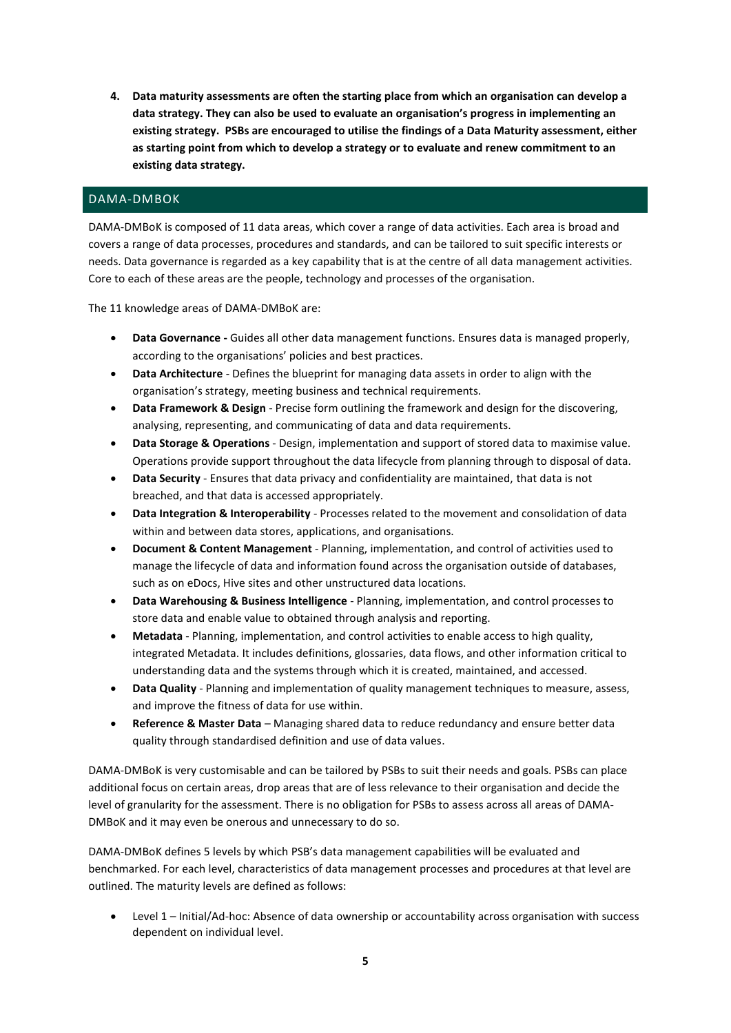4. **Data maturity assessments are often the starting place from which an organisation can develop a data strategy. They can also be used to evaluate an organisation's progress in implementing an existing strategy. PSBs are encouraged to utilise the findings of a Data Maturity assessment, either as starting point from which to develop a strategy or to evaluate and renew commitment to an existing data strategy.**

## DAMA-DMBOK

DAMA-DMBoK is composed of 11 data areas, which cover a range of data activities. Each area is broad and covers a range of data processes, procedures and standards, and can be tailored to suit specific interests or needs. Data governance is regarded as a key capability that is at the centre of all data management activities. Core to each of these areas are the people, technology and processes of the organisation.

The 11 knowledge areas of DAMA-DMBoK are:

- **Data Governance -** Guides all other data management functions. Ensures data is managed properly, according to the organisations' policies and best practices.
- **Data Architecture** - Defines the blueprint for managing data assets in order to align with the organisation's strategy, meeting business and technical requirements.
- **Data Framework & Design** - Precise form outlining the framework and design for the discovering, analysing, representing, and communicating of data and data requirements.
- **Data Storage & Operations** - Design, implementation and support of stored data to maximise value. Operations provide support throughout the data lifecycle from planning through to disposal of data.
- **Data Security** - Ensures that data privacy and confidentiality are maintained, that data is not breached, and that data is accessed appropriately.
- **Data Integration & Interoperability** - Processes related to the movement and consolidation of data within and between data stores, applications, and organisations.
- **Document & Content Management** - Planning, implementation, and control of activities used to manage the lifecycle of data and information found across the organisation outside of databases, such as on eDocs, Hive sites and other unstructured data locations.
- **Data Warehousing & Business Intelligence** - Planning, implementation, and control processes to store data and enable value to obtained through analysis and reporting.
- **Metadata** - Planning, implementation, and control activities to enable access to high quality, integrated Metadata. It includes definitions, glossaries, data flows, and other information critical to understanding data and the systems through which it is created, maintained, and accessed.
- **Data Quality** - Planning and implementation of quality management techniques to measure, assess, and improve the fitness of data for use within.
- **Reference & Master Data** – Managing shared data to reduce redundancy and ensure better data quality through standardised definition and use of data values.

DAMA-DMBoK is very customisable and can be tailored by PSBs to suit their needs and goals. PSBs can place additional focus on certain areas, drop areas that are of less relevance to their organisation and decide the level of granularity for the assessment. There is no obligation for PSBs to assess across all areas of DAMA-DMBoK and it may even be onerous and unnecessary to do so.

DAMA-DMBoK defines 5 levels by which PSB's data management capabilities will be evaluated and benchmarked. For each level, characteristics of data management processes and procedures at that level are outlined. The maturity levels are defined as follows:

- Level 1 – Initial/Ad-hoc: Absence of data ownership or accountability across organisation with success dependent on individual level.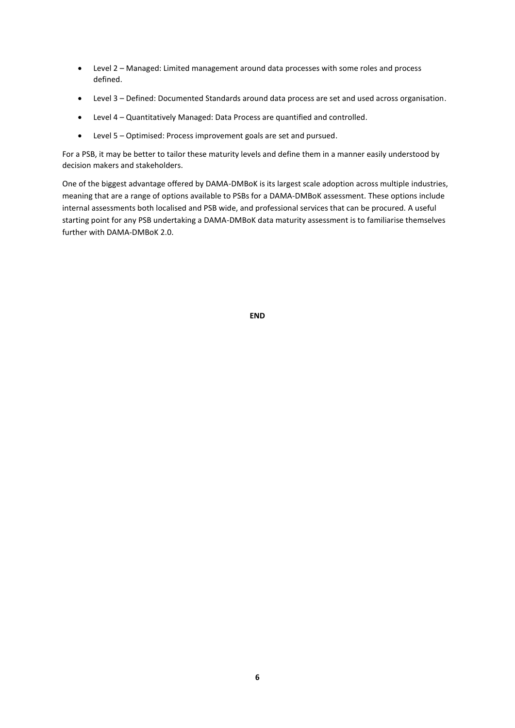- Level 2 – Managed: Limited management around data processes with some roles and process defined.
- Level 3 – Defined: Documented Standards around data process are set and used across organisation.
- Level 4 – Quantitatively Managed: Data Process are quantified and controlled.
- Level 5 – Optimised: Process improvement goals are set and pursued.

For a PSB, it may be better to tailor these maturity levels and define them in a manner easily understood by decision makers and stakeholders.

One of the biggest advantage offered by DAMA-DMBoK is its largest scale adoption across multiple industries, meaning that are a range of options available to PSBs for a DAMA-DMBoK assessment. These options include internal assessments both localised and PSB wide, and professional services that can be procured. A useful starting point for any PSB undertaking a DAMA-DMBoK data maturity assessment is to familiarise themselves further with DAMA-DMBoK 2.0.

**END**